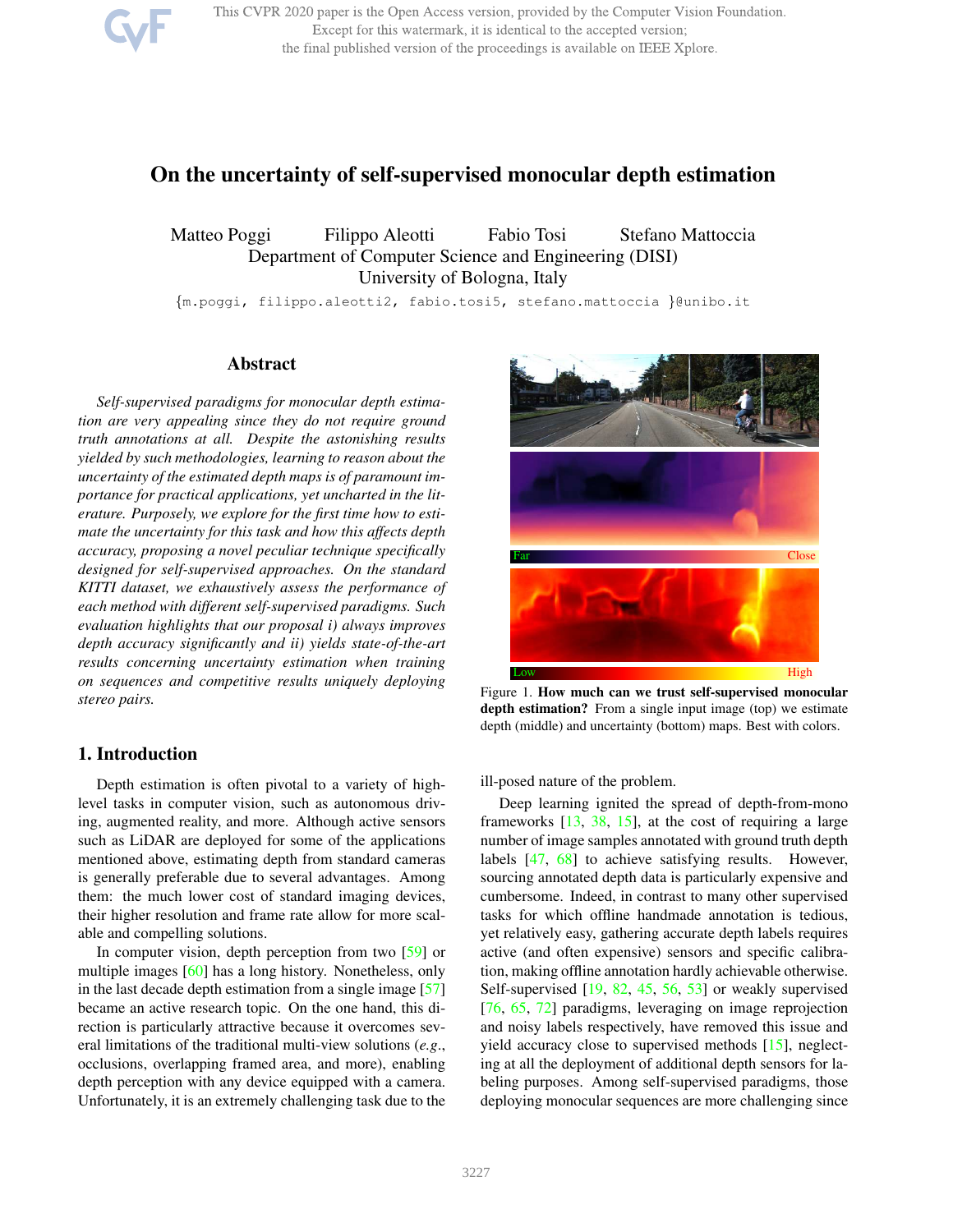# On the uncertainty of self-supervised monocular depth estimation

Matteo Poggi  Filippo Aleotti  Fabio Tosi  Stefano Mattoccia
Department of Computer Science and Engineering (DISI)
University of Bologna, Italy

{m.poggi, filippo.aleotti2, fabio.tosi5, stefano.mattoccia }@unibo.it

## Abstract

*Self-supervised paradigms for monocular depth estimation are very appealing since they do not require ground truth annotations at all. Despite the astonishing results yielded by such methodologies, learning to reason about the uncertainty of the estimated depth maps is of paramount importance for practical applications, yet uncharted in the literature. Purposely, we explore for the first time how to estimate the uncertainty for this task and how this affects depth accuracy, proposing a novel peculiar technique specifically designed for self-supervised approaches. On the standard KITTI dataset, we exhaustively assess the performance of each method with different self-supervised paradigms. Such evaluation highlights that our proposal i) always improves depth accuracy significantly and ii) yields state-of-the-art results concerning uncertainty estimation when training on sequences and competitive results uniquely deploying stereo pairs.*

Far Close

Low High

Figure 1. **How much can we trust self-supervised monocular depth estimation?** From a single input image (top) we estimate depth (middle) and uncertainty (bottom) maps. Best with colors.

## 1. Introduction

Depth estimation is often pivotal to a variety of high-level tasks in computer vision, such as autonomous driving, augmented reality, and more. Although active sensors such as LiDAR are deployed for some of the applications mentioned above, estimating depth from standard cameras is generally preferable due to several advantages. Among them: the much lower cost of standard imaging devices, their higher resolution and frame rate allow for more scalable and compelling solutions.

In computer vision, depth perception from two [59] or multiple images [60] has a long history. Nonetheless, only in the last decade depth estimation from a single image [57] became an active research topic. On the one hand, this direction is particularly attractive because it overcomes several limitations of the traditional multi-view solutions (*e.g.*, occlusions, overlapping framed area, and more), enabling depth perception with any device equipped with a camera. Unfortunately, it is an extremely challenging task due to the ill-posed nature of the problem.

Deep learning ignited the spread of depth-from-mono frameworks [13, 38, 15], at the cost of requiring a large number of image samples annotated with ground truth depth labels [47, 68] to achieve satisfying results. However, sourcing annotated depth data is particularly expensive and cumbersome. Indeed, in contrast to many other supervised tasks for which offline handmade annotation is tedious, yet relatively easy, gathering accurate depth labels requires active (and often expensive) sensors and specific calibration, making offline annotation hardly achievable otherwise. Self-supervised [19, 82, 45, 56, 53] or weakly supervised [76, 65, 72] paradigms, leveraging on image reprojection and noisy labels respectively, have removed this issue and yield accuracy close to supervised methods [15], neglecting at all the deployment of additional depth sensors for labeling purposes. Among self-supervised paradigms, those deploying monocular sequences are more challenging since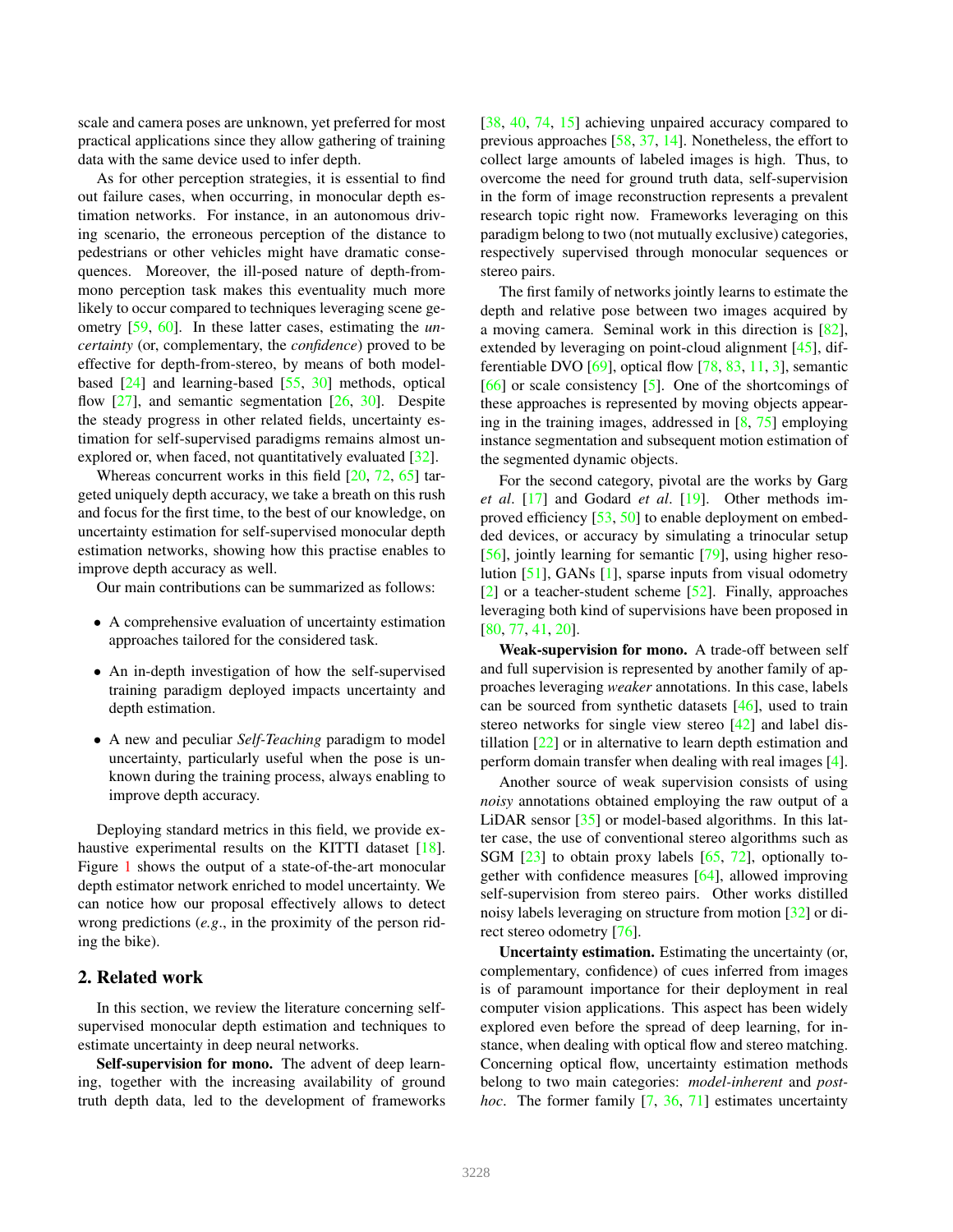scale and camera poses are unknown, yet preferred for most practical applications since they allow gathering of training data with the same device used to infer depth.

As for other perception strategies, it is essential to find out failure cases, when occurring, in monocular depth estimation networks. For instance, in an autonomous driving scenario, the erroneous perception of the distance to pedestrians or other vehicles might have dramatic consequences. Moreover, the ill-posed nature of depth-from-mono perception task makes this eventuality much more likely to occur compared to techniques leveraging scene geometry [59, 60]. In these latter cases, estimating the *uncertainty* (or, complementary, the *confidence*) proved to be effective for depth-from-stereo, by means of both model-based [24] and learning-based [55, 30] methods, optical flow [27], and semantic segmentation [26, 30]. Despite the steady progress in other related fields, uncertainty estimation for self-supervised paradigms remains almost unexplored or, when faced, not quantitatively evaluated [32].

Whereas concurrent works in this field [20, 72, 65] targeted uniquely depth accuracy, we take a breath on this rush and focus for the first time, to the best of our knowledge, on uncertainty estimation for self-supervised monocular depth estimation networks, showing how this practise enables to improve depth accuracy as well.

Our main contributions can be summarized as follows:

- A comprehensive evaluation of uncertainty estimation approaches tailored for the considered task.
- An in-depth investigation of how the self-supervised training paradigm deployed impacts uncertainty and depth estimation.
- A new and peculiar *Self-Teaching* paradigm to model uncertainty, particularly useful when the pose is unknown during the training process, always enabling to improve depth accuracy.

Deploying standard metrics in this field, we provide exhaustive experimental results on the KITTI dataset [18]. Figure 1 shows the output of a state-of-the-art monocular depth estimator network enriched to model uncertainty. We can notice how our proposal effectively allows to detect wrong predictions (*e.g.*, in the proximity of the person riding the bike).

## 2. Related work

In this section, we review the literature concerning self-supervised monocular depth estimation and techniques to estimate uncertainty in deep neural networks.

**Self-supervision for mono.** The advent of deep learning, together with the increasing availability of ground truth depth data, led to the development of frameworks [38, 40, 74, 15] achieving unpaired accuracy compared to previous approaches [58, 37, 14]. Nonetheless, the effort to collect large amounts of labeled images is high. Thus, to overcome the need for ground truth data, self-supervision in the form of image reconstruction represents a prevalent research topic right now. Frameworks leveraging on this paradigm belong to two (not mutually exclusive) categories, respectively supervised through monocular sequences or stereo pairs.

The first family of networks jointly learns to estimate the depth and relative pose between two images acquired by a moving camera. Seminal work in this direction is [82], extended by leveraging on point-cloud alignment [45], differentiable DVO [69], optical flow [78, 83, 11, 3], semantic [66] or scale consistency [5]. One of the shortcomings of these approaches is represented by moving objects appearing in the training images, addressed in [8, 75] employing instance segmentation and subsequent motion estimation of the segmented dynamic objects.

For the second category, pivotal are the works by Garg *et al*. [17] and Godard *et al*. [19]. Other methods improved efficiency [53, 50] to enable deployment on embedded devices, or accuracy by simulating a trinocular setup [56], jointly learning for semantic [79], using higher resolution [51], GANs [1], sparse inputs from visual odometry [2] or a teacher-student scheme [52]. Finally, approaches leveraging both kind of supervisions have been proposed in [80, 77, 41, 20].

**Weak-supervision for mono.** A trade-off between self and full supervision is represented by another family of approaches leveraging *weaker* annotations. In this case, labels can be sourced from synthetic datasets [46], used to train stereo networks for single view stereo [42] and label distillation [22] or in alternative to learn depth estimation and perform domain transfer when dealing with real images [4].

Another source of weak supervision consists of using *noisy* annotations obtained employing the raw output of a LiDAR sensor [35] or model-based algorithms. In this latter case, the use of conventional stereo algorithms such as SGM [23] to obtain proxy labels [65, 72], optionally together with confidence measures [64], allowed improving self-supervision from stereo pairs. Other works distilled noisy labels leveraging on structure from motion [32] or direct stereo odometry [76].

**Uncertainty estimation.** Estimating the uncertainty (or, complementary, confidence) of cues inferred from images is of paramount importance for their deployment in real computer vision applications. This aspect has been widely explored even before the spread of deep learning, for instance, when dealing with optical flow and stereo matching. Concerning optical flow, uncertainty estimation methods belong to two main categories: *model-inherent* and *post-hoc*. The former family [7, 36, 71] estimates uncertainty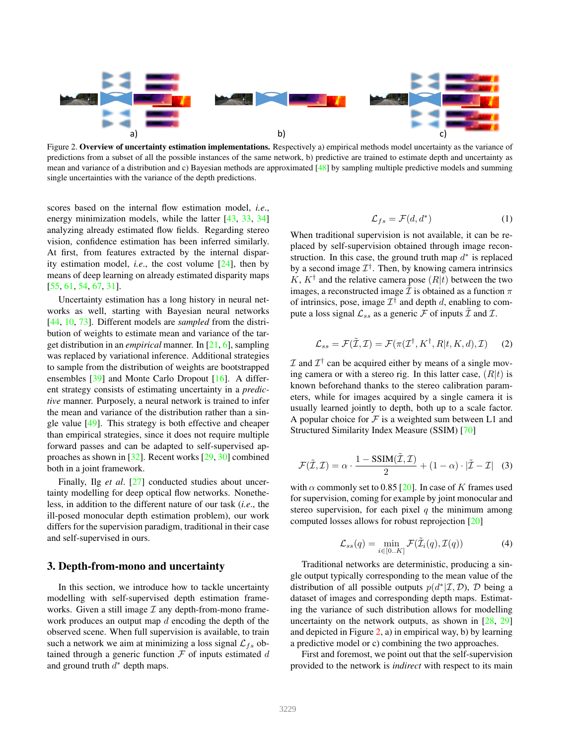Figure 2. **Overview of uncertainty estimation implementations.** Respectively a) empirical methods model uncertainty as the variance of predictions from a subset of all the possible instances of the same network, b) predictive are trained to estimate depth and uncertainty as mean and variance of a distribution and c) Bayesian methods are approximated [48] by sampling multiple predictive models and summing single uncertainties with the variance of the depth predictions.

scores based on the internal flow estimation model, *i.e.*, energy minimization models, while the latter [43, 33, 34] analyzing already estimated flow fields. Regarding stereo vision, confidence estimation has been inferred similarly. At first, from features extracted by the internal disparity estimation model, *i.e.*, the cost volume [24], then by means of deep learning on already estimated disparity maps [55, 61, 54, 67, 31].

Uncertainty estimation has a long history in neural networks as well, starting with Bayesian neural networks [44, 10, 73]. Different models are *sampled* from the distribution of weights to estimate mean and variance of the target distribution in an *empirical* manner. In [21, 6], sampling was replaced by variational inference. Additional strategies to sample from the distribution of weights are bootstrapped ensembles [39] and Monte Carlo Dropout [16]. A different strategy consists of estimating uncertainty in a *predictive* manner. Purposely, a neural network is trained to infer the mean and variance of the distribution rather than a single value [49]. This strategy is both effective and cheaper than empirical strategies, since it does not require multiple forward passes and can be adapted to self-supervised approaches as shown in [32]. Recent works [29, 30] combined both in a joint framework.

Finally, Ilg *et al*. [27] conducted studies about uncertainty modelling for deep optical flow networks. Nonetheless, in addition to the different nature of our task (*i.e.*, the ill-posed monocular depth estimation problem), our work differs for the supervision paradigm, traditional in their case and self-supervised in ours.

## 3. Depth-from-mono and uncertainty

In this section, we introduce how to tackle uncertainty modelling with self-supervised depth estimation frameworks. Given a still image $\mathcal{I}$ any depth-from-mono framework produces an output map $d$ encoding the depth of the observed scene. When full supervision is available, to train such a network we aim at minimizing a loss signal $\mathcal{L}_{fs}$ obtained through a generic function $\mathcal{F}$ of inputs estimated $d$ and ground truth $d^*$ depth maps.

$$\mathcal{L}_{fs} = \mathcal{F}(d, d^*) \tag{1}$$

When traditional supervision is not available, it can be replaced by self-supervision obtained through image reconstruction. In this case, the ground truth map $d^*$ is replaced by a second image $\mathcal{I}^\dagger$. Then, by knowing camera intrinsics $K$, $K^\dagger$ and the relative camera pose $(R|t)$ between the two images, a reconstructed image $\tilde{\mathcal{I}}$ is obtained as a function $\pi$ of intrinsics, pose, image $\mathcal{I}^\dagger$ and depth $d$, enabling to compute a loss signal $\mathcal{L}_{ss}$ as a generic $\mathcal{F}$ of inputs $\tilde{\mathcal{I}}$ and $\mathcal{I}$.

$$\mathcal{L}_{ss} = \mathcal{F}(\tilde{\mathcal{I}}, \mathcal{I}) = \mathcal{F}(\pi(\mathcal{I}^\dagger, K^\dagger, R|t, K, d), \mathcal{I}) \tag{2}$$

$\mathcal{I}$ and $\mathcal{I}^\dagger$ can be acquired either by means of a single moving camera or with a stereo rig. In this latter case, $(R|t)$ is known beforehand thanks to the stereo calibration parameters, while for images acquired by a single camera it is usually learned jointly to depth, both up to a scale factor. A popular choice for $\mathcal{F}$ is a weighted sum between L1 and Structured Similarity Index Measure (SSIM) [70]

$$\mathcal{F}(\tilde{\mathcal{I}}, \mathcal{I}) = \alpha \cdot \frac{1 - \text{SSIM}(\tilde{\mathcal{I}}, \mathcal{I})}{2} + (1 - \alpha) \cdot |\tilde{\mathcal{I}} - \mathcal{I}| \tag{3}$$

with $\alpha$ commonly set to 0.85 [20]. In case of $K$ frames used for supervision, coming for example by joint monocular and stereo supervision, for each pixel $q$ the minimum among computed losses allows for robust reprojection [20]

$$\mathcal{L}_{ss}(q) = \min_{i \in [0..K]} \mathcal{F}(\tilde{\mathcal{I}}_i(q), \mathcal{I}(q)) \tag{4}$$

Traditional networks are deterministic, producing a single output typically corresponding to the mean value of the distribution of all possible outputs $p(d^*|\mathcal{I}, \mathcal{D})$, $\mathcal{D}$ being a dataset of images and corresponding depth maps. Estimating the variance of such distribution allows for modelling uncertainty on the network outputs, as shown in [28, 29] and depicted in Figure 2, a) in empirical way, b) by learning a predictive model or c) combining the two approaches.

First and foremost, we point out that the self-supervision provided to the network is *indirect* with respect to its main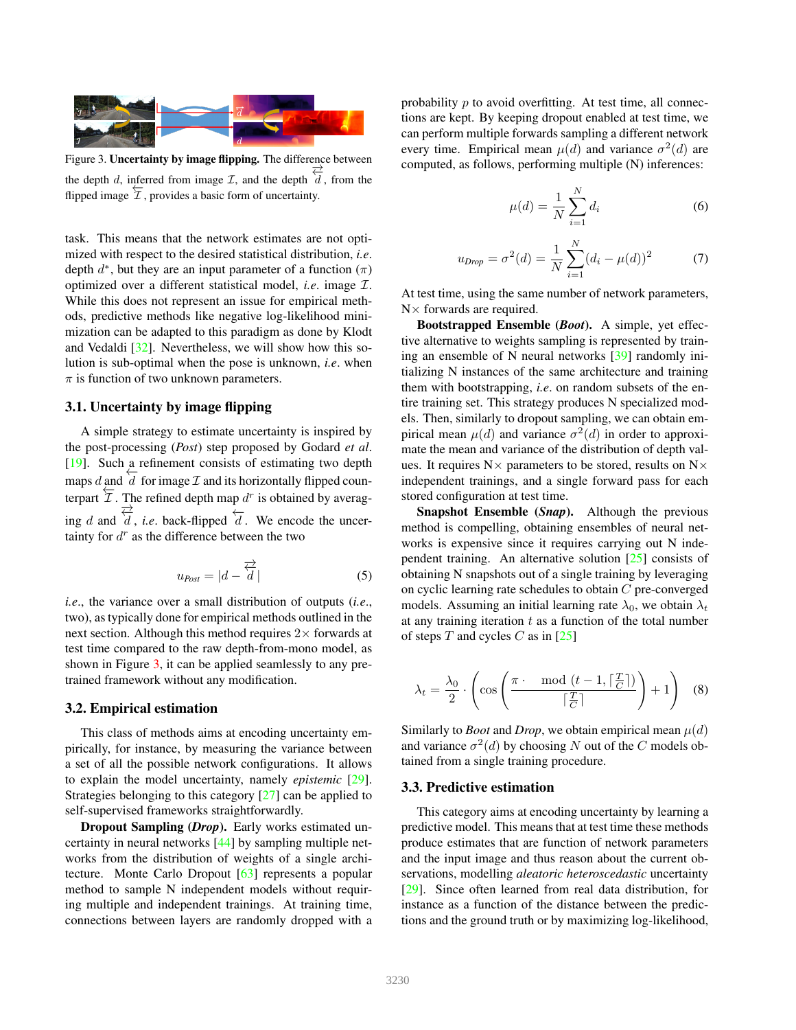Figure 3. **Uncertainty by image flipping.** The difference between the depth $d$, inferred from image $\mathcal{I}$, and the depth $\overleftrightarrow{d}$, from the flipped image $\overleftarrow{\mathcal{I}}$, provides a basic form of uncertainty.

task. This means that the network estimates are not optimized with respect to the desired statistical distribution, *i.e.* depth $d^*$, but they are an input parameter of a function ($\pi$) optimized over a different statistical model, *i.e.* image $\mathcal{I}$. While this does not represent an issue for empirical methods, predictive methods like negative log-likelihood minimization can be adapted to this paradigm as done by Klodt and Vedaldi [32]. Nevertheless, we will show how this solution is sub-optimal when the pose is unknown, *i.e.* when $\pi$ is function of two unknown parameters.

### 3.1. Uncertainty by image flipping

A simple strategy to estimate uncertainty is inspired by the post-processing (*Post*) step proposed by Godard *et al.* [19]. Such a refinement consists of estimating two depth maps $d$ and $\overleftarrow{d}$ for image $\mathcal{I}$ and its horizontally flipped counterpart $\overleftarrow{\mathcal{I}}$. The refined depth map $d^r$ is obtained by averaging $d$ and $\overleftrightarrow{d}$, *i.e.* back-flipped $\overleftarrow{d}$. We encode the uncertainty for $d^r$ as the difference between the two

$$u_{Post} = |d - \overleftrightarrow{d}| \tag{5}$$

*i.e.*, the variance over a small distribution of outputs (*i.e.*, two), as typically done for empirical methods outlined in the next section. Although this method requires $2\times$ forwards at test time compared to the raw depth-from-mono model, as shown in Figure 3, it can be applied seamlessly to any pre-trained framework without any modification.

### 3.2. Empirical estimation

This class of methods aims at encoding uncertainty empirically, for instance, by measuring the variance between a set of all the possible network configurations. It allows to explain the model uncertainty, namely *epistemic* [29]. Strategies belonging to this category [27] can be applied to self-supervised frameworks straightforwardly.

**Dropout Sampling (*Drop*).** Early works estimated uncertainty in neural networks [44] by sampling multiple networks from the distribution of weights of a single architecture. Monte Carlo Dropout [63] represents a popular method to sample N independent models without requiring multiple and independent trainings. At training time, connections between layers are randomly dropped with a probability $p$ to avoid overfitting. At test time, all connections are kept. By keeping dropout enabled at test time, we can perform multiple forwards sampling a different network every time. Empirical mean $\mu(d)$ and variance $\sigma^2(d)$ are computed, as follows, performing multiple (N) inferences:

$$\mu(d) = \frac{1}{N}\sum_{i=1}^{N} d_i \tag{6}$$

$$u_{Drop} = \sigma^2(d) = \frac{1}{N}\sum_{i=1}^{N}(d_i - \mu(d))^2 \tag{7}$$

At test time, using the same number of network parameters, N$\times$ forwards are required.

**Bootstrapped Ensemble (*Boot*).** A simple, yet effective alternative to weights sampling is represented by training an ensemble of N neural networks [39] randomly initializing N instances of the same architecture and training them with bootstrapping, *i.e.* on random subsets of the entire training set. This strategy produces N specialized models. Then, similarly to dropout sampling, we can obtain empirical mean $\mu(d)$ and variance $\sigma^2(d)$ in order to approximate the mean and variance of the distribution of depth values. It requires N$\times$ parameters to be stored, results on N$\times$ independent trainings, and a single forward pass for each stored configuration at test time.

**Snapshot Ensemble (*Snap*).** Although the previous method is compelling, obtaining ensembles of neural networks is expensive since it requires carrying out N independent training. An alternative solution [25] consists of obtaining N snapshots out of a single training by leveraging on cyclic learning rate schedules to obtain $C$ pre-converged models. Assuming an initial learning rate $\lambda_0$, we obtain $\lambda_t$ at any training iteration $t$ as a function of the total number of steps $T$ and cycles $C$ as in [25]

$$\lambda_t = \frac{\lambda_0}{2} \cdot \left( \cos\left( \frac{\pi \cdot \mod(t-1, \lceil \frac{T}{C} \rceil)}{\lceil \frac{T}{C} \rceil} \right) + 1 \right) \tag{8}$$

Similarly to *Boot* and *Drop*, we obtain empirical mean $\mu(d)$ and variance $\sigma^2(d)$ by choosing $N$ out of the $C$ models obtained from a single training procedure.

### 3.3. Predictive estimation

This category aims at encoding uncertainty by learning a predictive model. This means that at test time these methods produce estimates that are function of network parameters and the input image and thus reason about the current observations, modelling *aleatoric heteroscedastic* uncertainty [29]. Since often learned from real data distribution, for instance as a function of the distance between the predictions and the ground truth or by maximizing log-likelihood,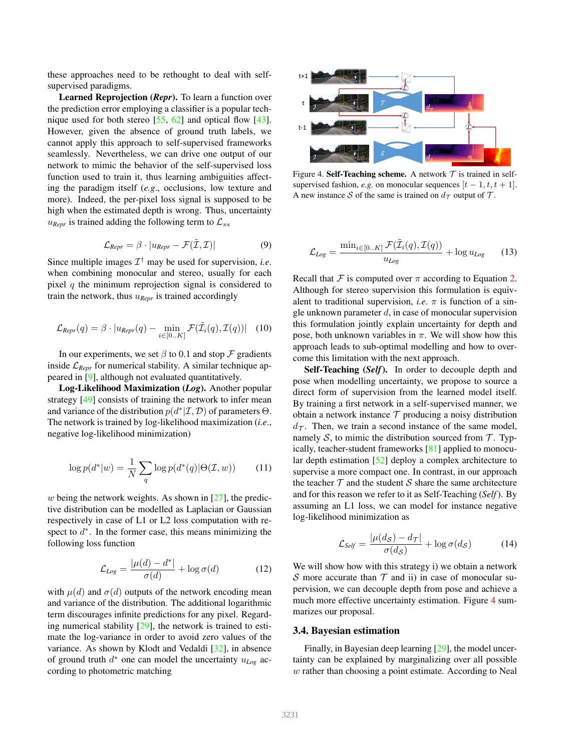these approaches need to be rethought to deal with self-supervised paradigms.

**Learned Reprojection (*Repr*).** To learn a function over the prediction error employing a classifier is a popular technique used for both stereo [55, 62] and optical flow [43]. However, given the absence of ground truth labels, we cannot apply this approach to self-supervised frameworks seamlessly. Nevertheless, we can drive one output of our network to mimic the behavior of the self-supervised loss function used to train it, thus learning ambiguities affecting the paradigm itself (*e.g.*, occlusions, low texture and more). Indeed, the per-pixel loss signal is supposed to be high when the estimated depth is wrong. Thus, uncertainty $u_{Repr}$ is trained adding the following term to $\mathcal{L}_{ss}$

$$\mathcal{L}_{Repr} = \beta \cdot |u_{Repr} - \mathcal{F}(\tilde{\mathcal{I}}, \mathcal{I})| \tag{9}$$

Since multiple images $\mathcal{I}^\dagger$ may be used for supervision, *i.e.* when combining monocular and stereo, usually for each pixel $q$ the minimum reprojection signal is considered to train the network, thus $u_{Repr}$ is trained accordingly

$$\mathcal{L}_{Repr}(q) = \beta \cdot |u_{Repr}(q) - \min_{i \in [0..K]} \mathcal{F}(\tilde{\mathcal{I}}_i(q), \mathcal{I}(q))| \tag{10}$$

In our experiments, we set $\beta$ to 0.1 and stop $\mathcal{F}$ gradients inside $\mathcal{L}_{Repr}$ for numerical stability. A similar technique appeared in [9], although not evaluated quantitatively.

**Log-Likelihood Maximization (*Log*).** Another popular strategy [49] consists of training the network to infer mean and variance of the distribution $p(d^*|\mathcal{I}, \mathcal{D})$ of parameters $\Theta$. The network is trained by log-likelihood maximization (*i.e.*, negative log-likelihood minimization)

$$\log p(d^*|w) = \frac{1}{N} \sum_q \log p(d^*(q)|\Theta(\mathcal{I}, w)) \tag{11}$$

$w$ being the network weights. As shown in [27], the predictive distribution can be modelled as Laplacian or Gaussian respectively in case of L1 or L2 loss computation with respect to $d^*$. In the former case, this means minimizing the following loss function

$$\mathcal{L}_{Log} = \frac{|\mu(d) - d^*|}{\sigma(d)} + \log \sigma(d) \tag{12}$$

with $\mu(d)$ and $\sigma(d)$ outputs of the network encoding mean and variance of the distribution. The additional logarithmic term discourages infinite predictions for any pixel. Regarding numerical stability [29], the network is trained to estimate the log-variance in order to avoid zero values of the variance. As shown by Klodt and Vedaldi [32], in absence of ground truth $d^*$ one can model the uncertainty $u_{Log}$ according to photometric matching

Figure 4. **Self-Teaching scheme.** A network $\mathcal{T}$ is trained in self-supervised fashion, *e.g.* on monocular sequences $[t-1, t, t+1]$. A new instance $\mathcal{S}$ of the same is trained on $d_\mathcal{T}$ output of $\mathcal{T}$.

$$\mathcal{L}_{Log} = \frac{\min_{i \in [0..K]} \mathcal{F}(\tilde{\mathcal{I}}_i(q), \mathcal{I}(q))}{u_{Log}} + \log u_{Log} \tag{13}$$

Recall that $\mathcal{F}$ is computed over $\pi$ according to Equation 2. Although for stereo supervision this formulation is equivalent to traditional supervision, *i.e.* $\pi$ is function of a single unknown parameter $d$, in case of monocular supervision this formulation jointly explain uncertainty for depth and pose, both unknown variables in $\pi$. We will show how this approach leads to sub-optimal modelling and how to overcome this limitation with the next approach.

**Self-Teaching (*Self*).** In order to decouple depth and pose when modelling uncertainty, we propose to source a direct form of supervision from the learned model itself. By training a first network in a self-supervised manner, we obtain a network instance $\mathcal{T}$ producing a noisy distribution $d_\mathcal{T}$. Then, we train a second instance of the same model, namely $\mathcal{S}$, to mimic the distribution sourced from $\mathcal{T}$. Typically, teacher-student frameworks [81] applied to monocular depth estimation [52] deploy a complex architecture to supervise a more compact one. In contrast, in our approach the teacher $\mathcal{T}$ and the student $\mathcal{S}$ share the same architecture and for this reason we refer to it as Self-Teaching (*Self*). By assuming an L1 loss, we can model for instance negative log-likelihood minimization as

$$\mathcal{L}_{Self} = \frac{|\mu(d_\mathcal{S}) - d_\mathcal{T}|}{\sigma(d_\mathcal{S})} + \log \sigma(d_\mathcal{S}) \tag{14}$$

We will show how with this strategy i) we obtain a network $\mathcal{S}$ more accurate than $\mathcal{T}$ and ii) in case of monocular supervision, we can decouple depth from pose and achieve a much more effective uncertainty estimation. Figure 4 summarizes our proposal.

### 3.4. Bayesian estimation

Finally, in Bayesian deep learning [29], the model uncertainty can be explained by marginalizing over all possible $w$ rather than choosing a point estimate. According to Neal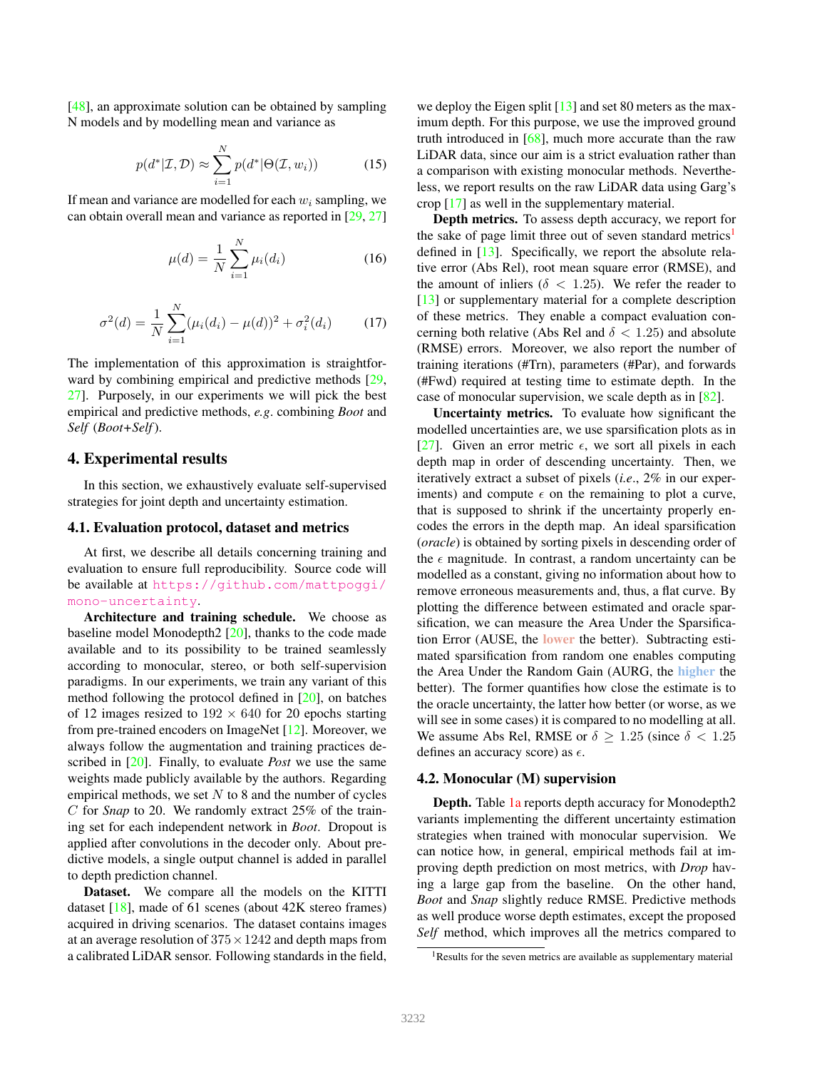[48], an approximate solution can be obtained by sampling N models and by modelling mean and variance as

$$p(d^*|\mathcal{I},\mathcal{D}) \approx \sum_{i=1}^{N} p(d^*|\Theta(\mathcal{I},w_i)) \tag{15}$$

If mean and variance are modelled for each $w_i$ sampling, we can obtain overall mean and variance as reported in [29, 27]

$$\mu(d) = \frac{1}{N}\sum_{i=1}^{N}\mu_i(d_i) \tag{16}$$

$$\sigma^2(d) = \frac{1}{N}\sum_{i=1}^{N}(\mu_i(d_i) - \mu(d))^2 + \sigma_i^2(d_i) \tag{17}$$

The implementation of this approximation is straightforward by combining empirical and predictive methods [29, 27]. Purposely, in our experiments we will pick the best empirical and predictive methods, *e.g.* combining *Boot* and *Self* (*Boot+Self*).

# 4. Experimental results

In this section, we exhaustively evaluate self-supervised strategies for joint depth and uncertainty estimation.

## 4.1. Evaluation protocol, dataset and metrics

At first, we describe all details concerning training and evaluation to ensure full reproducibility. Source code will be available at https://github.com/mattpoggi/mono-uncertainty.

**Architecture and training schedule.** We choose as baseline model Monodepth2 [20], thanks to the code made available and to its possibility to be trained seamlessly according to monocular, stereo, or both self-supervision paradigms. In our experiments, we train any variant of this method following the protocol defined in [20], on batches of 12 images resized to 192 × 640 for 20 epochs starting from pre-trained encoders on ImageNet [12]. Moreover, we always follow the augmentation and training practices described in [20]. Finally, to evaluate *Post* we use the same weights made publicly available by the authors. Regarding empirical methods, we set $N$ to 8 and the number of cycles $C$ for *Snap* to 20. We randomly extract 25% of the training set for each independent network in *Boot*. Dropout is applied after convolutions in the decoder only. About predictive models, a single output channel is added in parallel to depth prediction channel.

**Dataset.** We compare all the models on the KITTI dataset [18], made of 61 scenes (about 42K stereo frames) acquired in driving scenarios. The dataset contains images at an average resolution of $375 \times 1242$ and depth maps from a calibrated LiDAR sensor. Following standards in the field, we deploy the Eigen split [13] and set 80 meters as the maximum depth. For this purpose, we use the improved ground truth introduced in [68], much more accurate than the raw LiDAR data, since our aim is a strict evaluation rather than a comparison with existing monocular methods. Nevertheless, we report results on the raw LiDAR data using Garg's crop [17] as well in the supplementary material.

**Depth metrics.** To assess depth accuracy, we report for the sake of page limit three out of seven standard metrics[1] defined in [13]. Specifically, we report the absolute relative error (Abs Rel), root mean square error (RMSE), and the amount of inliers ($\delta < 1.25$). We refer the reader to [13] or supplementary material for a complete description of these metrics. They enable a compact evaluation concerning both relative (Abs Rel and $\delta < 1.25$) and absolute (RMSE) errors. Moreover, we also report the number of training iterations (#Trn), parameters (#Par), and forwards (#Fwd) required at testing time to estimate depth. In the case of monocular supervision, we scale depth as in [82].

**Uncertainty metrics.** To evaluate how significant the modelled uncertainties are, we use sparsification plots as in [27]. Given an error metric $\epsilon$, we sort all pixels in each depth map in order of descending uncertainty. Then, we iteratively extract a subset of pixels (*i.e.*, 2% in our experiments) and compute $\epsilon$ on the remaining to plot a curve, that is supposed to shrink if the uncertainty properly encodes the errors in the depth map. An ideal sparsification (*oracle*) is obtained by sorting pixels in descending order of the $\epsilon$ magnitude. In contrast, a random uncertainty can be modelled as a constant, giving no information about how to remove erroneous measurements and, thus, a flat curve. By plotting the difference between estimated and oracle sparsification, we can measure the Area Under the Sparsification Error (AUSE, the lower the better). Subtracting estimated sparsification from random one enables computing the Area Under the Random Gain (AURG, the higher the better). The former quantifies how close the estimate is to the oracle uncertainty, the latter how better (or worse, as we will see in some cases) it is compared to no modelling at all. We assume Abs Rel, RMSE or $\delta \geq 1.25$ (since $\delta < 1.25$ defines an accuracy score) as $\epsilon$.

## 4.2. Monocular (M) supervision

**Depth.** Table 1a reports depth accuracy for Monodepth2 variants implementing the different uncertainty estimation strategies when trained with monocular supervision. We can notice how, in general, empirical methods fail at improving depth prediction on most metrics, with *Drop* having a large gap from the baseline. On the other hand, *Boot* and *Snap* slightly reduce RMSE. Predictive methods as well produce worse depth estimates, except the proposed *Self* method, which improves all the metrics compared to

[1] Results for the seven metrics are available as supplementary material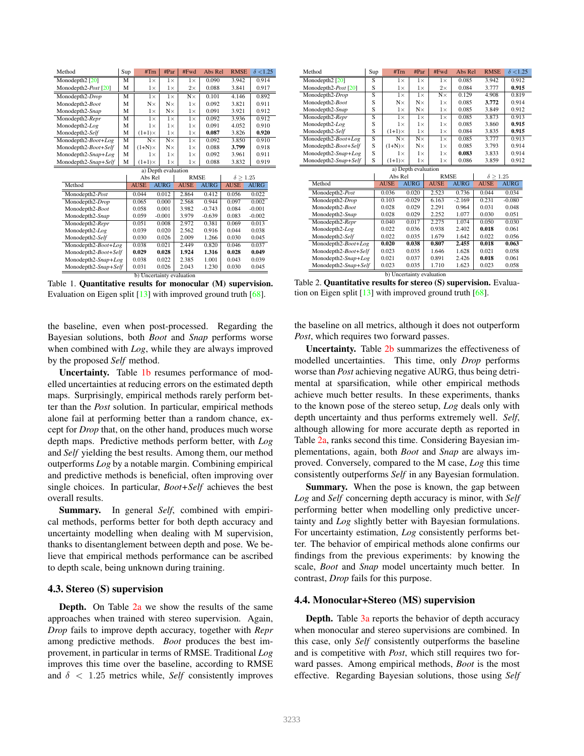| Method | Sup | #Trn | #Par | #Fwd | Abs Rel | RMSE | $\delta<1.25$ |
|---|---|---|---|---|---|---|---|
| Monodepth2 [20] | M | 1× | 1× | 1× | 0.090 | 3.942 | 0.914 |
| Monodepth2-*Post* [20] | M | 1× | 1× | 2× | 0.088 | 3.841 | 0.917 |
| Monodepth2-*Drop* | M | 1× | 1× | N× | 0.101 | 4.146 | 0.892 |
| Monodepth2-*Boot* | M | N× | N× | 1× | 0.092 | 3.821 | 0.911 |
| Monodepth2-*Snap* | M | 1× | N× | 1× | 0.091 | 3.921 | 0.912 |
| Monodepth2-*Repr* | M | 1× | 1× | 1× | 0.092 | 3.936 | 0.912 |
| Monodepth2-*Log* | M | 1× | 1× | 1× | 0.091 | 4.052 | 0.910 |
| Monodepth2-*Self* | M | (1+1)× | 1× | 1× | **0.087** | 3.826 | **0.920** |
| Monodepth2-*Boot+Log* | M | N× | N× | 1× | 0.092 | 3.850 | 0.910 |
| Monodepth2-*Boot+Self* | M | (1+N)× | N× | 1× | 0.088 | **3.799** | 0.918 |
| Monodepth2-*Snap+Log* | M | 1× | 1× | 1× | 0.092 | 3.961 | 0.911 |
| Monodepth2-*Snap+Self* | M | (1+1)× | 1× | 1× | 0.088 | 3.832 | 0.919 |

a) Depth evaluation

| Method | Abs Rel | | RMSE | | $\delta \geq 1.25$ | |
|---|---|---|---|---|---|---|
| | AUSE | AURG | AUSE | AURG | AUSE | AURG |
| Monodepth2-*Post* | 0.044 | 0.012 | 2.864 | 0.412 | 0.056 | 0.022 |
| Monodepth2-*Drop* | 0.065 | 0.000 | 2.568 | 0.944 | 0.097 | 0.002 |
| Monodepth2-*Boot* | 0.058 | 0.001 | 3.982 | -0.743 | 0.084 | -0.001 |
| Monodepth2-*Snap* | 0.059 | -0.001 | 3.979 | -0.639 | 0.083 | -0.002 |
| Monodepth2-*Repr* | 0.051 | 0.008 | 2.972 | 0.381 | 0.069 | 0.013 |
| Monodepth2-*Log* | 0.039 | 0.020 | 2.562 | 0.916 | 0.044 | 0.038 |
| Monodepth2-*Self* | 0.030 | 0.026 | 2.009 | 1.266 | 0.030 | 0.045 |
| Monodepth2-*Boot+Log* | 0.038 | 0.021 | 2.449 | 0.820 | 0.046 | 0.037 |
| Monodepth2-*Boot+Self* | **0.029** | **0.028** | **1.924** | **1.316** | **0.028** | **0.049** |
| Monodepth2-*Snap+Log* | 0.038 | 0.022 | 2.385 | 1.001 | 0.043 | 0.039 |
| Monodepth2-*Snap+Self* | 0.031 | 0.026 | 2.043 | 1.230 | 0.030 | 0.045 |

b) Uncertainty evaluation

Table 1. **Quantitative results for monocular (M) supervision.** Evaluation on Eigen split [13] with improved ground truth [68].

the baseline, even when post-processed. Regarding the Bayesian solutions, both *Boot* and *Snap* performs worse when combined with *Log*, while they are always improved by the proposed *Self* method.

**Uncertainty.** Table 1b resumes performance of modelled uncertainties at reducing errors on the estimated depth maps. Surprisingly, empirical methods rarely perform better than the *Post* solution. In particular, empirical methods alone fail at performing better than a random chance, except for *Drop* that, on the other hand, produces much worse depth maps. Predictive methods perform better, with *Log* and *Self* yielding the best results. Among them, our method outperforms *Log* by a notable margin. Combining empirical and predictive methods is beneficial, often improving over single choices. In particular, *Boot+Self* achieves the best overall results.

**Summary.** In general *Self*, combined with empirical methods, performs better for both depth accuracy and uncertainty modelling when dealing with M supervision, thanks to disentanglement between depth and pose. We believe that empirical methods performance can be ascribed to depth scale, being unknown during training.

### 4.3. Stereo (S) supervision

**Depth.** On Table 2a we show the results of the same approaches when trained with stereo supervision. Again, *Drop* fails to improve depth accuracy, together with *Repr* among predictive methods. *Boot* produces the best improvement, in particular in terms of RMSE. Traditional *Log* improves this time over the baseline, according to RMSE and $\delta < 1.25$ metrics while, *Self* consistently improves the baseline on all metrics, although it does not outperform *Post*, which requires two forward passes.

| Method | Sup | #Trn | #Par | #Fwd | Abs Rel | RMSE | $\delta<1.25$ |
|---|---|---|---|---|---|---|---|
| Monodepth2 [20] | S | 1× | 1× | 1× | 0.085 | 3.942 | 0.912 |
| Monodepth2-*Post* [20] | S | 1× | 1× | 2× | 0.084 | 3.777 | **0.915** |
| Monodepth2-*Drop* | S | 1× | 1× | N× | 0.129 | 4.908 | 0.819 |
| Monodepth2-*Boot* | S | N× | N× | 1× | 0.085 | **3.772** | 0.914 |
| Monodepth2-*Snap* | S | 1× | N× | 1× | 0.085 | 3.849 | 0.912 |
| Monodepth2-*Repr* | S | 1× | 1× | 1× | 0.085 | 3.873 | 0.913 |
| Monodepth2-*Log* | S | 1× | 1× | 1× | 0.085 | 3.860 | **0.915** |
| Monodepth2-*Self* | S | (1+1)× | 1× | 1× | 0.084 | 3.835 | **0.915** |
| Monodepth2-*Boot+Log* | S | N× | N× | 1× | 0.085 | 3.777 | 0.913 |
| Monodepth2-*Boot+Self* | S | (1+N)× | N× | 1× | 0.085 | 3.793 | 0.914 |
| Monodepth2-*Snap+Log* | S | 1× | 1× | 1× | **0.083** | 3.833 | 0.914 |
| Monodepth2-*Snap+Self* | S | (1+1)× | 1× | 1× | 0.086 | 3.859 | 0.912 |

a) Depth evaluation

| Method | Abs Rel | | RMSE | | $\delta \geq 1.25$ | |
|---|---|---|---|---|---|---|
| | AUSE | AURG | AUSE | AURG | AUSE | AURG |
| Monodepth2-*Post* | 0.036 | 0.020 | 2.523 | 0.736 | 0.044 | 0.034 |
| Monodepth2-*Drop* | 0.103 | -0.029 | 6.163 | -2.169 | 0.231 | -0.080 |
| Monodepth2-*Boot* | 0.028 | 0.029 | 2.291 | 0.964 | 0.031 | 0.048 |
| Monodepth2-*Snap* | 0.028 | 0.029 | 2.252 | 1.077 | 0.030 | 0.051 |
| Monodepth2-*Repr* | 0.040 | 0.017 | 2.275 | 1.074 | 0.050 | 0.030 |
| Monodepth2-*Log* | 0.022 | 0.036 | 0.938 | 2.402 | **0.018** | 0.061 |
| Monodepth2-*Self* | 0.022 | 0.035 | 1.679 | 1.642 | 0.022 | 0.056 |
| Monodepth2-*Boot+Log* | **0.020** | **0.038** | **0.807** | **2.455** | **0.018** | **0.063** |
| Monodepth2-*Boot+Self* | 0.023 | 0.035 | 1.646 | 1.628 | 0.021 | 0.058 |
| Monodepth2-*Snap+Log* | 0.021 | 0.037 | 0.891 | 2.426 | **0.018** | 0.061 |
| Monodepth2-*Snap+Self* | 0.023 | 0.035 | 1.710 | 1.623 | 0.023 | 0.058 |

b) Uncertainty evaluation

Table 2. **Quantitative results for stereo (S) supervision.** Evaluation on Eigen split [13] with improved ground truth [68].

**Uncertainty.** Table 2b summarizes the effectiveness of modelled uncertainties. This time, only *Drop* performs worse than *Post* achieving negative AURG, thus being detrimental at sparsification, while other empirical methods achieve much better results. In these experiments, thanks to the known pose of the stereo setup, *Log* deals only with depth uncertainty and thus performs extremely well. *Self*, although allowing for more accurate depth as reported in Table 2a, ranks second this time. Considering Bayesian implementations, again, both *Boot* and *Snap* are always improved. Conversely, compared to the M case, *Log* this time consistently outperforms *Self* in any Bayesian formulation.

**Summary.** When the pose is known, the gap between *Log* and *Self* concerning depth accuracy is minor, with *Self* performing better when modelling only predictive uncertainty and *Log* slightly better with Bayesian formulations. For uncertainty estimation, *Log* consistently performs better. The behavior of empirical methods alone confirms our findings from the previous experiments: by knowing the scale, *Boot* and *Snap* model uncertainty much better. In contrast, *Drop* fails for this purpose.

### 4.4. Monocular+Stereo (MS) supervision

**Depth.** Table 3a reports the behavior of depth accuracy when monocular and stereo supervisions are combined. In this case, only *Self* consistently outperforms the baseline and is competitive with *Post*, which still requires two forward passes. Among empirical methods, *Boot* is the most effective. Regarding Bayesian solutions, those using *Self*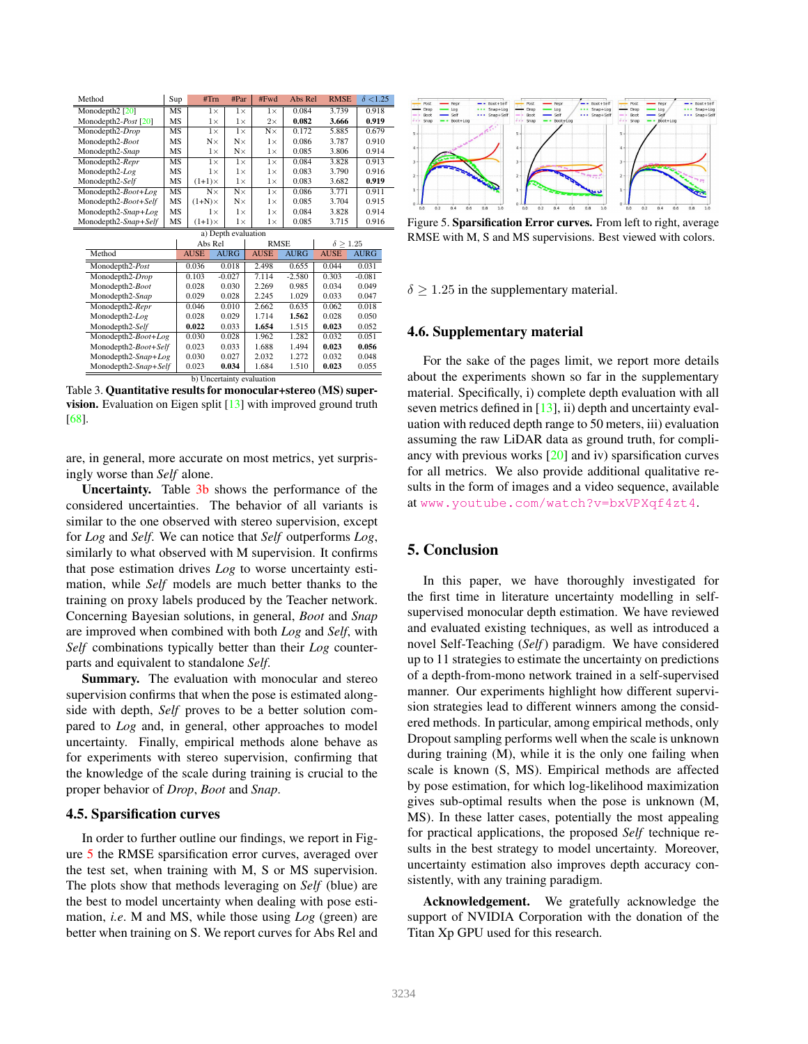| Method | Sup | #Trn | #Par | #Fwd | Abs Rel | RMSE | $\delta < 1.25$ |
|---|---|---|---|---|---|---|---|
| Monodepth2 [20] | MS | 1× | 1× | 1× | 0.084 | 3.739 | 0.918 |
| Monodepth2-*Post* [20] | MS | 1× | 1× | 2× | **0.082** | **3.666** | **0.919** |
| Monodepth2-*Drop* | MS | 1× | 1× | N× | 0.172 | 5.885 | 0.679 |
| Monodepth2-*Boot* | MS | N× | N× | 1× | 0.086 | 3.787 | 0.910 |
| Monodepth2-*Snap* | MS | 1× | N× | 1× | 0.085 | 3.806 | 0.914 |
| Monodepth2-*Repr* | MS | 1× | 1× | 1× | 0.084 | 3.828 | 0.913 |
| Monodepth2-*Log* | MS | 1× | 1× | 1× | 0.083 | 3.790 | 0.916 |
| Monodepth2-*Self* | MS | (1+1)× | 1× | 1× | 0.083 | 3.682 | **0.919** |
| Monodepth2-*Boot+Log* | MS | N× | N× | 1× | 0.086 | 3.771 | 0.911 |
| Monodepth2-*Boot+Self* | MS | (1+N)× | N× | 1× | 0.085 | 3.704 | 0.915 |
| Monodepth2-*Snap+Log* | MS | 1× | 1× | 1× | 0.084 | 3.828 | 0.914 |
| Monodepth2-*Snap+Self* | MS | (1+1)× | 1× | 1× | 0.085 | 3.715 | 0.916 |

a) Depth evaluation

| Method | Abs Rel | | RMSE | | $\delta \geq 1.25$ | |
|---|---|---|---|---|---|---|
| | AUSE | AURG | AUSE | AURG | AUSE | AURG |
| Monodepth2-*Post* | 0.036 | 0.018 | 2.498 | 0.655 | 0.044 | 0.031 |
| Monodepth2-*Drop* | 0.103 | -0.027 | 7.114 | -2.580 | 0.303 | -0.081 |
| Monodepth2-*Boot* | 0.028 | 0.030 | 2.269 | 0.985 | 0.034 | 0.049 |
| Monodepth2-*Snap* | 0.029 | 0.028 | 2.245 | 1.029 | 0.033 | 0.047 |
| Monodepth2-*Repr* | 0.046 | 0.010 | 2.662 | 0.635 | 0.062 | 0.018 |
| Monodepth2-*Log* | 0.028 | 0.029 | 1.714 | **1.562** | 0.028 | 0.050 |
| Monodepth2-*Self* | **0.022** | 0.033 | **1.654** | 1.515 | **0.023** | 0.052 |
| Monodepth2-*Boot+Log* | 0.030 | 0.028 | 1.962 | 1.282 | 0.032 | 0.051 |
| Monodepth2-*Boot+Self* | 0.023 | 0.033 | 1.688 | 1.494 | **0.023** | **0.056** |
| Monodepth2-*Snap+Log* | 0.030 | 0.027 | 2.032 | 1.272 | 0.032 | 0.048 |
| Monodepth2-*Snap+Self* | 0.023 | **0.034** | 1.684 | 1.510 | **0.023** | 0.055 |

b) Uncertainty evaluation

Table 3. **Quantitative results for monocular+stereo (MS) supervision.** Evaluation on Eigen split [13] with improved ground truth [68].

are, in general, more accurate on most metrics, yet surprisingly worse than *Self* alone.

**Uncertainty.** Table 3b shows the performance of the considered uncertainties. The behavior of all variants is similar to the one observed with stereo supervision, except for *Log* and *Self*. We can notice that *Self* outperforms *Log*, similarly to what observed with M supervision. It confirms that pose estimation drives *Log* to worse uncertainty estimation, while *Self* models are much better thanks to the training on proxy labels produced by the Teacher network. Concerning Bayesian solutions, in general, *Boot* and *Snap* are improved when combined with both *Log* and *Self*, with *Self* combinations typically better than their *Log* counterparts and equivalent to standalone *Self*.

**Summary.** The evaluation with monocular and stereo supervision confirms that when the pose is estimated alongside with depth, *Self* proves to be a better solution compared to *Log* and, in general, other approaches to model uncertainty. Finally, empirical methods alone behave as for experiments with stereo supervision, confirming that the knowledge of the scale during training is crucial to the proper behavior of *Drop*, *Boot* and *Snap*.

### 4.5. Sparsification curves

In order to further outline our findings, we report in Figure 5 the RMSE sparsification error curves, averaged over the test set, when training with M, S or MS supervision. The plots show that methods leveraging on *Self* (blue) are the best to model uncertainty when dealing with pose estimation, *i.e*. M and MS, while those using *Log* (green) are better when training on S. We report curves for Abs Rel and $\delta \geq 1.25$ in the supplementary material.

Figure 5. **Sparsification Error curves.** From left to right, average RMSE with M, S and MS supervisions. Best viewed with colors.

### 4.6. Supplementary material

For the sake of the pages limit, we report more details about the experiments shown so far in the supplementary material. Specifically, i) complete depth evaluation with all seven metrics defined in [13], ii) depth and uncertainty evaluation with reduced depth range to 50 meters, iii) evaluation assuming the raw LiDAR data as ground truth, for compliancy with previous works [20] and iv) sparsification curves for all metrics. We also provide additional qualitative results in the form of images and a video sequence, available at www.youtube.com/watch?v=bxVPXqf4zt4.

## 5. Conclusion

In this paper, we have thoroughly investigated for the first time in literature uncertainty modelling in self-supervised monocular depth estimation. We have reviewed and evaluated existing techniques, as well as introduced a novel Self-Teaching (*Self*) paradigm. We have considered up to 11 strategies to estimate the uncertainty on predictions of a depth-from-mono network trained in a self-supervised manner. Our experiments highlight how different supervision strategies lead to different winners among the considered methods. In particular, among empirical methods, only Dropout sampling performs well when the scale is unknown during training (M), while it is the only one failing when scale is known (S, MS). Empirical methods are affected by pose estimation, for which log-likelihood maximization gives sub-optimal results when the pose is unknown (M, MS). In these latter cases, potentially the most appealing for practical applications, the proposed *Self* technique results in the best strategy to model uncertainty. Moreover, uncertainty estimation also improves depth accuracy consistently, with any training paradigm.

**Acknowledgement.** We gratefully acknowledge the support of NVIDIA Corporation with the donation of the Titan Xp GPU used for this research.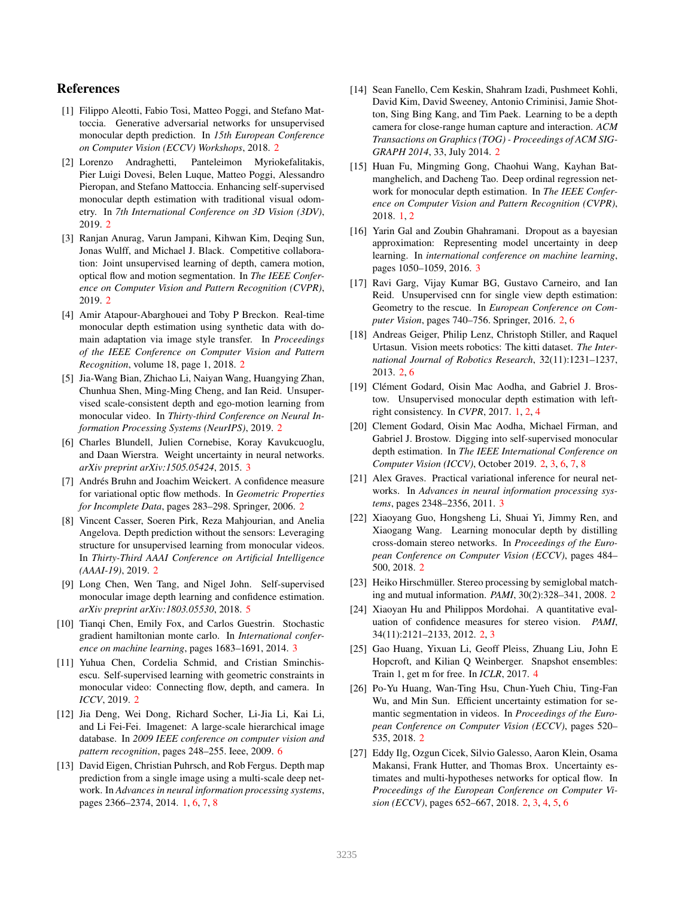# References

[1] Filippo Aleotti, Fabio Tosi, Matteo Poggi, and Stefano Mattoccia. Generative adversarial networks for unsupervised monocular depth prediction. In *15th European Conference on Computer Vision (ECCV) Workshops*, 2018. 2

[2] Lorenzo Andraghetti, Panteleimon Myriokefalitakis, Pier Luigi Dovesi, Belen Luque, Matteo Poggi, Alessandro Pieropan, and Stefano Mattoccia. Enhancing self-supervised monocular depth estimation with traditional visual odometry. In *7th International Conference on 3D Vision (3DV)*, 2019. 2

[3] Ranjan Anurag, Varun Jampani, Kihwan Kim, Deqing Sun, Jonas Wulff, and Michael J. Black. Competitive collaboration: Joint unsupervised learning of depth, camera motion, optical flow and motion segmentation. In *The IEEE Conference on Computer Vision and Pattern Recognition (CVPR)*, 2019. 2

[4] Amir Atapour-Abarghouei and Toby P Breckon. Real-time monocular depth estimation using synthetic data with domain adaptation via image style transfer. In *Proceedings of the IEEE Conference on Computer Vision and Pattern Recognition*, volume 18, page 1, 2018. 2

[5] Jia-Wang Bian, Zhichao Li, Naiyan Wang, Huangying Zhan, Chunhua Shen, Ming-Ming Cheng, and Ian Reid. Unsupervised scale-consistent depth and ego-motion learning from monocular video. In *Thirty-third Conference on Neural Information Processing Systems (NeurIPS)*, 2019. 2

[6] Charles Blundell, Julien Cornebise, Koray Kavukcuoglu, and Daan Wierstra. Weight uncertainty in neural networks. *arXiv preprint arXiv:1505.05424*, 2015. 3

[7] Andrés Bruhn and Joachim Weickert. A confidence measure for variational optic flow methods. In *Geometric Properties for Incomplete Data*, pages 283–298. Springer, 2006. 2

[8] Vincent Casser, Soeren Pirk, Reza Mahjourian, and Anelia Angelova. Depth prediction without the sensors: Leveraging structure for unsupervised learning from monocular videos. In *Thirty-Third AAAI Conference on Artificial Intelligence (AAAI-19)*, 2019. 2

[9] Long Chen, Wen Tang, and Nigel John. Self-supervised monocular image depth learning and confidence estimation. *arXiv preprint arXiv:1803.05530*, 2018. 5

[10] Tianqi Chen, Emily Fox, and Carlos Guestrin. Stochastic gradient hamiltonian monte carlo. In *International conference on machine learning*, pages 1683–1691, 2014. 3

[11] Yuhua Chen, Cordelia Schmid, and Cristian Sminchisescu. Self-supervised learning with geometric constraints in monocular video: Connecting flow, depth, and camera. In *ICCV*, 2019. 2

[12] Jia Deng, Wei Dong, Richard Socher, Li-Jia Li, Kai Li, and Li Fei-Fei. Imagenet: A large-scale hierarchical image database. In *2009 IEEE conference on computer vision and pattern recognition*, pages 248–255. Ieee, 2009. 6

[13] David Eigen, Christian Puhrsch, and Rob Fergus. Depth map prediction from a single image using a multi-scale deep network. In *Advances in neural information processing systems*, pages 2366–2374, 2014. 1, 6, 7, 8

[14] Sean Fanello, Cem Keskin, Shahram Izadi, Pushmeet Kohli, David Kim, David Sweeney, Antonio Criminisi, Jamie Shotton, Sing Bing Kang, and Tim Paek. Learning to be a depth camera for close-range human capture and interaction. *ACM Transactions on Graphics (TOG) - Proceedings of ACM SIGGRAPH 2014*, 33, July 2014. 2

[15] Huan Fu, Mingming Gong, Chaohui Wang, Kayhan Batmanghelich, and Dacheng Tao. Deep ordinal regression network for monocular depth estimation. In *The IEEE Conference on Computer Vision and Pattern Recognition (CVPR)*, 2018. 1, 2

[16] Yarin Gal and Zoubin Ghahramani. Dropout as a bayesian approximation: Representing model uncertainty in deep learning. In *international conference on machine learning*, pages 1050–1059, 2016. 3

[17] Ravi Garg, Vijay Kumar BG, Gustavo Carneiro, and Ian Reid. Unsupervised cnn for single view depth estimation: Geometry to the rescue. In *European Conference on Computer Vision*, pages 740–756. Springer, 2016. 2, 6

[18] Andreas Geiger, Philip Lenz, Christoph Stiller, and Raquel Urtasun. Vision meets robotics: The kitti dataset. *The International Journal of Robotics Research*, 32(11):1231–1237, 2013. 2, 6

[19] Clément Godard, Oisin Mac Aodha, and Gabriel J. Brostow. Unsupervised monocular depth estimation with left-right consistency. In *CVPR*, 2017. 1, 2, 4

[20] Clement Godard, Oisin Mac Aodha, Michael Firman, and Gabriel J. Brostow. Digging into self-supervised monocular depth estimation. In *The IEEE International Conference on Computer Vision (ICCV)*, October 2019. 2, 3, 6, 7, 8

[21] Alex Graves. Practical variational inference for neural networks. In *Advances in neural information processing systems*, pages 2348–2356, 2011. 3

[22] Xiaoyang Guo, Hongsheng Li, Shuai Yi, Jimmy Ren, and Xiaogang Wang. Learning monocular depth by distilling cross-domain stereo networks. In *Proceedings of the European Conference on Computer Vision (ECCV)*, pages 484–500, 2018. 2

[23] Heiko Hirschmüller. Stereo processing by semiglobal matching and mutual information. *PAMI*, 30(2):328–341, 2008. 2

[24] Xiaoyan Hu and Philippos Mordohai. A quantitative evaluation of confidence measures for stereo vision. *PAMI*, 34(11):2121–2133, 2012. 2, 3

[25] Gao Huang, Yixuan Li, Geoff Pleiss, Zhuang Liu, John E Hopcroft, and Kilian Q Weinberger. Snapshot ensembles: Train 1, get m for free. In *ICLR*, 2017. 4

[26] Po-Yu Huang, Wan-Ting Hsu, Chiu-Yueh Chiu, Ting-Fan Wu, and Min Sun. Efficient uncertainty estimation for semantic segmentation in videos. In *Proceedings of the European Conference on Computer Vision (ECCV)*, pages 520–535, 2018. 2

[27] Eddy Ilg, Ozgun Cicek, Silvio Galesso, Aaron Klein, Osama Makansi, Frank Hutter, and Thomas Brox. Uncertainty estimates and multi-hypotheses networks for optical flow. In *Proceedings of the European Conference on Computer Vision (ECCV)*, pages 652–667, 2018. 2, 3, 4, 5, 6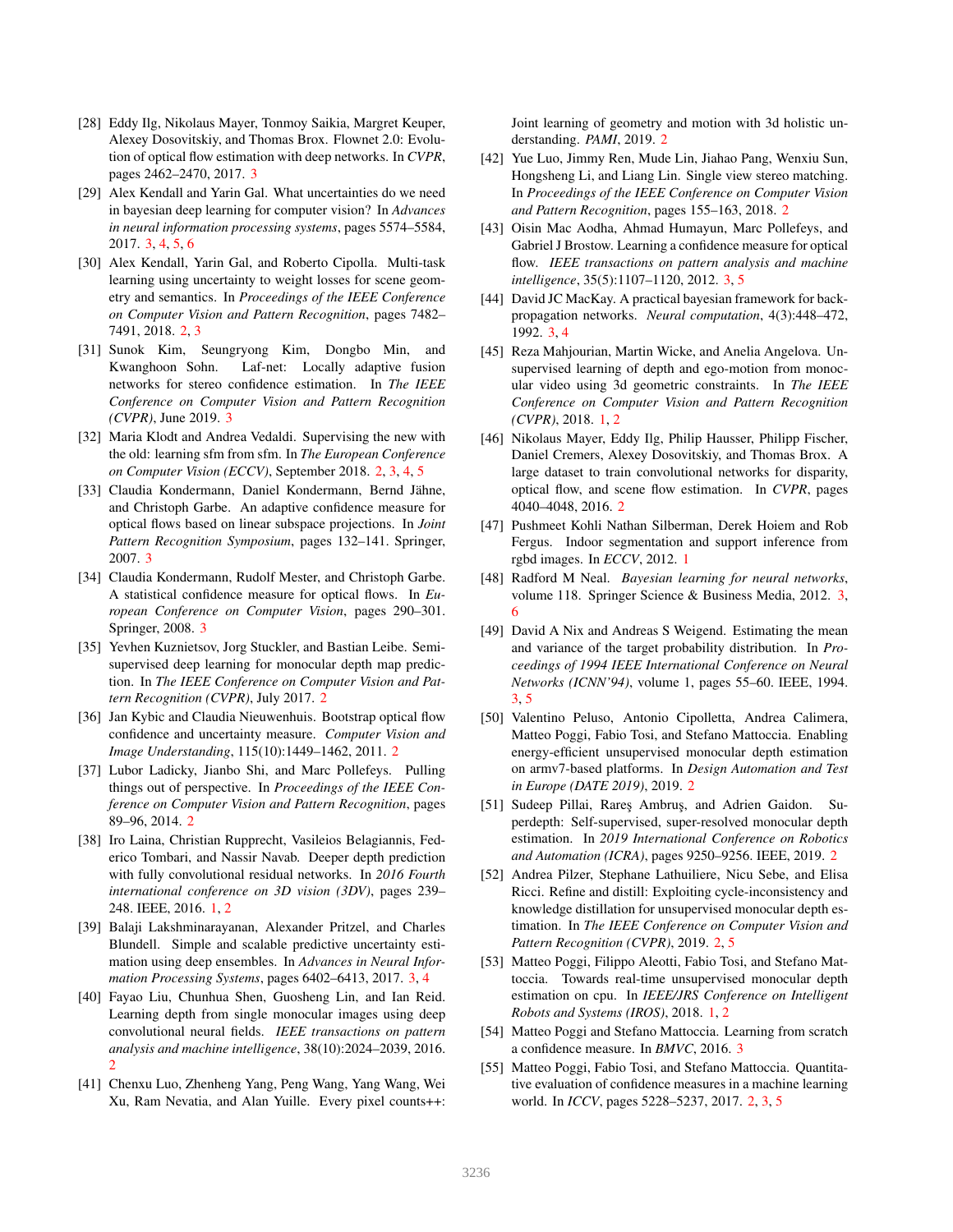[28] Eddy Ilg, Nikolaus Mayer, Tonmoy Saikia, Margret Keuper, Alexey Dosovitskiy, and Thomas Brox. Flownet 2.0: Evolution of optical flow estimation with deep networks. In *CVPR*, pages 2462–2470, 2017. 3

[29] Alex Kendall and Yarin Gal. What uncertainties do we need in bayesian deep learning for computer vision? In *Advances in neural information processing systems*, pages 5574–5584, 2017. 3, 4, 5, 6

[30] Alex Kendall, Yarin Gal, and Roberto Cipolla. Multi-task learning using uncertainty to weight losses for scene geometry and semantics. In *Proceedings of the IEEE Conference on Computer Vision and Pattern Recognition*, pages 7482–7491, 2018. 2, 3

[31] Sunok Kim, Seungryong Kim, Dongbo Min, and Kwanghoon Sohn. Laf-net: Locally adaptive fusion networks for stereo confidence estimation. In *The IEEE Conference on Computer Vision and Pattern Recognition (CVPR)*, June 2019. 3

[32] Maria Klodt and Andrea Vedaldi. Supervising the new with the old: learning sfm from sfm. In *The European Conference on Computer Vision (ECCV)*, September 2018. 2, 3, 4, 5

[33] Claudia Kondermann, Daniel Kondermann, Bernd Jähne, and Christoph Garbe. An adaptive confidence measure for optical flows based on linear subspace projections. In *Joint Pattern Recognition Symposium*, pages 132–141. Springer, 2007. 3

[34] Claudia Kondermann, Rudolf Mester, and Christoph Garbe. A statistical confidence measure for optical flows. In *European Conference on Computer Vision*, pages 290–301. Springer, 2008. 3

[35] Yevhen Kuznietsov, Jorg Stuckler, and Bastian Leibe. Semi-supervised deep learning for monocular depth map prediction. In *The IEEE Conference on Computer Vision and Pattern Recognition (CVPR)*, July 2017. 2

[36] Jan Kybic and Claudia Nieuwenhuis. Bootstrap optical flow confidence and uncertainty measure. *Computer Vision and Image Understanding*, 115(10):1449–1462, 2011. 2

[37] Lubor Ladicky, Jianbo Shi, and Marc Pollefeys. Pulling things out of perspective. In *Proceedings of the IEEE Conference on Computer Vision and Pattern Recognition*, pages 89–96, 2014. 2

[38] Iro Laina, Christian Rupprecht, Vasileios Belagiannis, Federico Tombari, and Nassir Navab. Deeper depth prediction with fully convolutional residual networks. In *2016 Fourth international conference on 3D vision (3DV)*, pages 239–248. IEEE, 2016. 1, 2

[39] Balaji Lakshminarayanan, Alexander Pritzel, and Charles Blundell. Simple and scalable predictive uncertainty estimation using deep ensembles. In *Advances in Neural Information Processing Systems*, pages 6402–6413, 2017. 3, 4

[40] Fayao Liu, Chunhua Shen, Guosheng Lin, and Ian Reid. Learning depth from single monocular images using deep convolutional neural fields. *IEEE transactions on pattern analysis and machine intelligence*, 38(10):2024–2039, 2016. 2

[41] Chenxu Luo, Zhenheng Yang, Peng Wang, Yang Wang, Wei Xu, Ram Nevatia, and Alan Yuille. Every pixel counts++: Joint learning of geometry and motion with 3d holistic understanding. *PAMI*, 2019. 2

[42] Yue Luo, Jimmy Ren, Mude Lin, Jiahao Pang, Wenxiu Sun, Hongsheng Li, and Liang Lin. Single view stereo matching. In *Proceedings of the IEEE Conference on Computer Vision and Pattern Recognition*, pages 155–163, 2018. 2

[43] Oisin Mac Aodha, Ahmad Humayun, Marc Pollefeys, and Gabriel J Brostow. Learning a confidence measure for optical flow. *IEEE transactions on pattern analysis and machine intelligence*, 35(5):1107–1120, 2012. 3, 5

[44] David JC MacKay. A practical bayesian framework for backpropagation networks. *Neural computation*, 4(3):448–472, 1992. 3, 4

[45] Reza Mahjourian, Martin Wicke, and Anelia Angelova. Unsupervised learning of depth and ego-motion from monocular video using 3d geometric constraints. In *The IEEE Conference on Computer Vision and Pattern Recognition (CVPR)*, 2018. 1, 2

[46] Nikolaus Mayer, Eddy Ilg, Philip Hausser, Philipp Fischer, Daniel Cremers, Alexey Dosovitskiy, and Thomas Brox. A large dataset to train convolutional networks for disparity, optical flow, and scene flow estimation. In *CVPR*, pages 4040–4048, 2016. 2

[47] Pushmeet Kohli Nathan Silberman, Derek Hoiem and Rob Fergus. Indoor segmentation and support inference from rgbd images. In *ECCV*, 2012. 1

[48] Radford M Neal. *Bayesian learning for neural networks*, volume 118. Springer Science & Business Media, 2012. 3, 6

[49] David A Nix and Andreas S Weigend. Estimating the mean and variance of the target probability distribution. In *Proceedings of 1994 IEEE International Conference on Neural Networks (ICNN'94)*, volume 1, pages 55–60. IEEE, 1994. 3, 5

[50] Valentino Peluso, Antonio Cipolletta, Andrea Calimera, Matteo Poggi, Fabio Tosi, and Stefano Mattoccia. Enabling energy-efficient unsupervised monocular depth estimation on armv7-based platforms. In *Design Automation and Test in Europe (DATE 2019)*, 2019. 2

[51] Sudeep Pillai, Rareş Ambruş, and Adrien Gaidon. Superdepth: Self-supervised, super-resolved monocular depth estimation. In *2019 International Conference on Robotics and Automation (ICRA)*, pages 9250–9256. IEEE, 2019. 2

[52] Andrea Pilzer, Stephane Lathuiliere, Nicu Sebe, and Elisa Ricci. Refine and distill: Exploiting cycle-inconsistency and knowledge distillation for unsupervised monocular depth estimation. In *The IEEE Conference on Computer Vision and Pattern Recognition (CVPR)*, 2019. 2, 5

[53] Matteo Poggi, Filippo Aleotti, Fabio Tosi, and Stefano Mattoccia. Towards real-time unsupervised monocular depth estimation on cpu. In *IEEE/JRS Conference on Intelligent Robots and Systems (IROS)*, 2018. 1, 2

[54] Matteo Poggi and Stefano Mattoccia. Learning from scratch a confidence measure. In *BMVC*, 2016. 3

[55] Matteo Poggi, Fabio Tosi, and Stefano Mattoccia. Quantitative evaluation of confidence measures in a machine learning world. In *ICCV*, pages 5228–5237, 2017. 2, 3, 5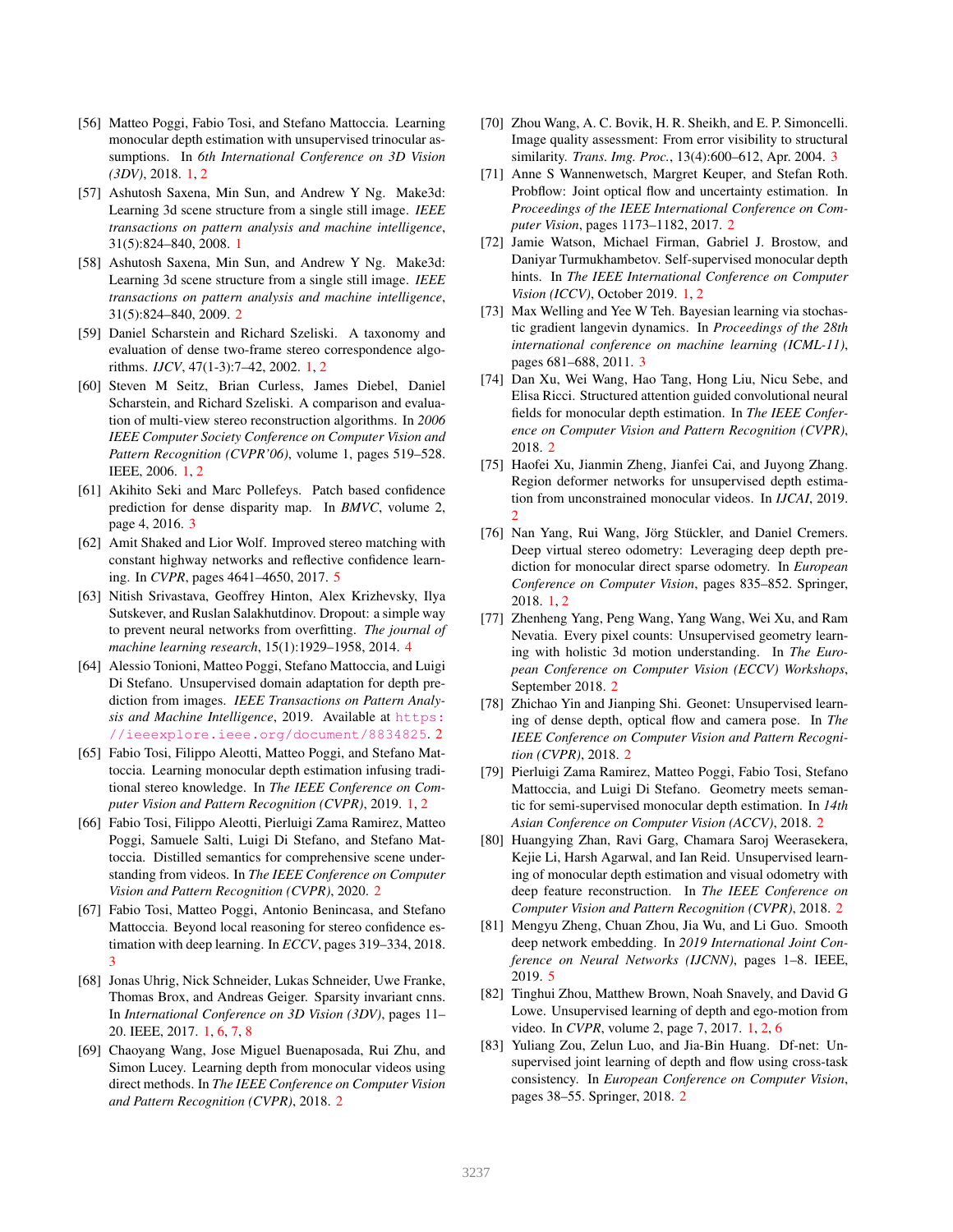[56] Matteo Poggi, Fabio Tosi, and Stefano Mattoccia. Learning monocular depth estimation with unsupervised trinocular assumptions. In *6th International Conference on 3D Vision (3DV)*, 2018. 1, 2

[57] Ashutosh Saxena, Min Sun, and Andrew Y Ng. Make3d: Learning 3d scene structure from a single still image. *IEEE transactions on pattern analysis and machine intelligence*, 31(5):824–840, 2008. 1

[58] Ashutosh Saxena, Min Sun, and Andrew Y Ng. Make3d: Learning 3d scene structure from a single still image. *IEEE transactions on pattern analysis and machine intelligence*, 31(5):824–840, 2009. 2

[59] Daniel Scharstein and Richard Szeliski. A taxonomy and evaluation of dense two-frame stereo correspondence algorithms. *IJCV*, 47(1-3):7–42, 2002. 1, 2

[60] Steven M Seitz, Brian Curless, James Diebel, Daniel Scharstein, and Richard Szeliski. A comparison and evaluation of multi-view stereo reconstruction algorithms. In *2006 IEEE Computer Society Conference on Computer Vision and Pattern Recognition (CVPR'06)*, volume 1, pages 519–528. IEEE, 2006. 1, 2

[61] Akihito Seki and Marc Pollefeys. Patch based confidence prediction for dense disparity map. In *BMVC*, volume 2, page 4, 2016. 3

[62] Amit Shaked and Lior Wolf. Improved stereo matching with constant highway networks and reflective confidence learning. In *CVPR*, pages 4641–4650, 2017. 5

[63] Nitish Srivastava, Geoffrey Hinton, Alex Krizhevsky, Ilya Sutskever, and Ruslan Salakhutdinov. Dropout: a simple way to prevent neural networks from overfitting. *The journal of machine learning research*, 15(1):1929–1958, 2014. 4

[64] Alessio Tonioni, Matteo Poggi, Stefano Mattoccia, and Luigi Di Stefano. Unsupervised domain adaptation for depth prediction from images. *IEEE Transactions on Pattern Analysis and Machine Intelligence*, 2019. Available at https://ieeexplore.ieee.org/document/8834825. 2

[65] Fabio Tosi, Filippo Aleotti, Matteo Poggi, and Stefano Mattoccia. Learning monocular depth estimation infusing traditional stereo knowledge. In *The IEEE Conference on Computer Vision and Pattern Recognition (CVPR)*, 2019. 1, 2

[66] Fabio Tosi, Filippo Aleotti, Pierluigi Zama Ramirez, Matteo Poggi, Samuele Salti, Luigi Di Stefano, and Stefano Mattoccia. Distilled semantics for comprehensive scene understanding from videos. In *The IEEE Conference on Computer Vision and Pattern Recognition (CVPR)*, 2020. 2

[67] Fabio Tosi, Matteo Poggi, Antonio Benincasa, and Stefano Mattoccia. Beyond local reasoning for stereo confidence estimation with deep learning. In *ECCV*, pages 319–334, 2018. 3

[68] Jonas Uhrig, Nick Schneider, Lukas Schneider, Uwe Franke, Thomas Brox, and Andreas Geiger. Sparsity invariant cnns. In *International Conference on 3D Vision (3DV)*, pages 11–20. IEEE, 2017. 1, 6, 7, 8

[69] Chaoyang Wang, Jose Miguel Buenaposada, Rui Zhu, and Simon Lucey. Learning depth from monocular videos using direct methods. In *The IEEE Conference on Computer Vision and Pattern Recognition (CVPR)*, 2018. 2

[70] Zhou Wang, A. C. Bovik, H. R. Sheikh, and E. P. Simoncelli. Image quality assessment: From error visibility to structural similarity. *Trans. Img. Proc.*, 13(4):600–612, Apr. 2004. 3

[71] Anne S Wannenwetsch, Margret Keuper, and Stefan Roth. Probflow: Joint optical flow and uncertainty estimation. In *Proceedings of the IEEE International Conference on Computer Vision*, pages 1173–1182, 2017. 2

[72] Jamie Watson, Michael Firman, Gabriel J. Brostow, and Daniyar Turmukhambetov. Self-supervised monocular depth hints. In *The IEEE International Conference on Computer Vision (ICCV)*, October 2019. 1, 2

[73] Max Welling and Yee W Teh. Bayesian learning via stochastic gradient langevin dynamics. In *Proceedings of the 28th international conference on machine learning (ICML-11)*, pages 681–688, 2011. 3

[74] Dan Xu, Wei Wang, Hao Tang, Hong Liu, Nicu Sebe, and Elisa Ricci. Structured attention guided convolutional neural fields for monocular depth estimation. In *The IEEE Conference on Computer Vision and Pattern Recognition (CVPR)*, 2018. 2

[75] Haofei Xu, Jianmin Zheng, Jianfei Cai, and Juyong Zhang. Region deformer networks for unsupervised depth estimation from unconstrained monocular videos. In *IJCAI*, 2019. 2

[76] Nan Yang, Rui Wang, Jörg Stückler, and Daniel Cremers. Deep virtual stereo odometry: Leveraging deep depth prediction for monocular direct sparse odometry. In *European Conference on Computer Vision*, pages 835–852. Springer, 2018. 1, 2

[77] Zhenheng Yang, Peng Wang, Yang Wang, Wei Xu, and Ram Nevatia. Every pixel counts: Unsupervised geometry learning with holistic 3d motion understanding. In *The European Conference on Computer Vision (ECCV) Workshops*, September 2018. 2

[78] Zhichao Yin and Jianping Shi. Geonet: Unsupervised learning of dense depth, optical flow and camera pose. In *The IEEE Conference on Computer Vision and Pattern Recognition (CVPR)*, 2018. 2

[79] Pierluigi Zama Ramirez, Matteo Poggi, Fabio Tosi, Stefano Mattoccia, and Luigi Di Stefano. Geometry meets semantic for semi-supervised monocular depth estimation. In *14th Asian Conference on Computer Vision (ACCV)*, 2018. 2

[80] Huangying Zhan, Ravi Garg, Chamara Saroj Weerasekera, Kejie Li, Harsh Agarwal, and Ian Reid. Unsupervised learning of monocular depth estimation and visual odometry with deep feature reconstruction. In *The IEEE Conference on Computer Vision and Pattern Recognition (CVPR)*, 2018. 2

[81] Mengyu Zheng, Chuan Zhou, Jia Wu, and Li Guo. Smooth deep network embedding. In *2019 International Joint Conference on Neural Networks (IJCNN)*, pages 1–8. IEEE, 2019. 5

[82] Tinghui Zhou, Matthew Brown, Noah Snavely, and David G Lowe. Unsupervised learning of depth and ego-motion from video. In *CVPR*, volume 2, page 7, 2017. 1, 2, 6

[83] Yuliang Zou, Zelun Luo, and Jia-Bin Huang. Df-net: Unsupervised joint learning of depth and flow using cross-task consistency. In *European Conference on Computer Vision*, pages 38–55. Springer, 2018. 2